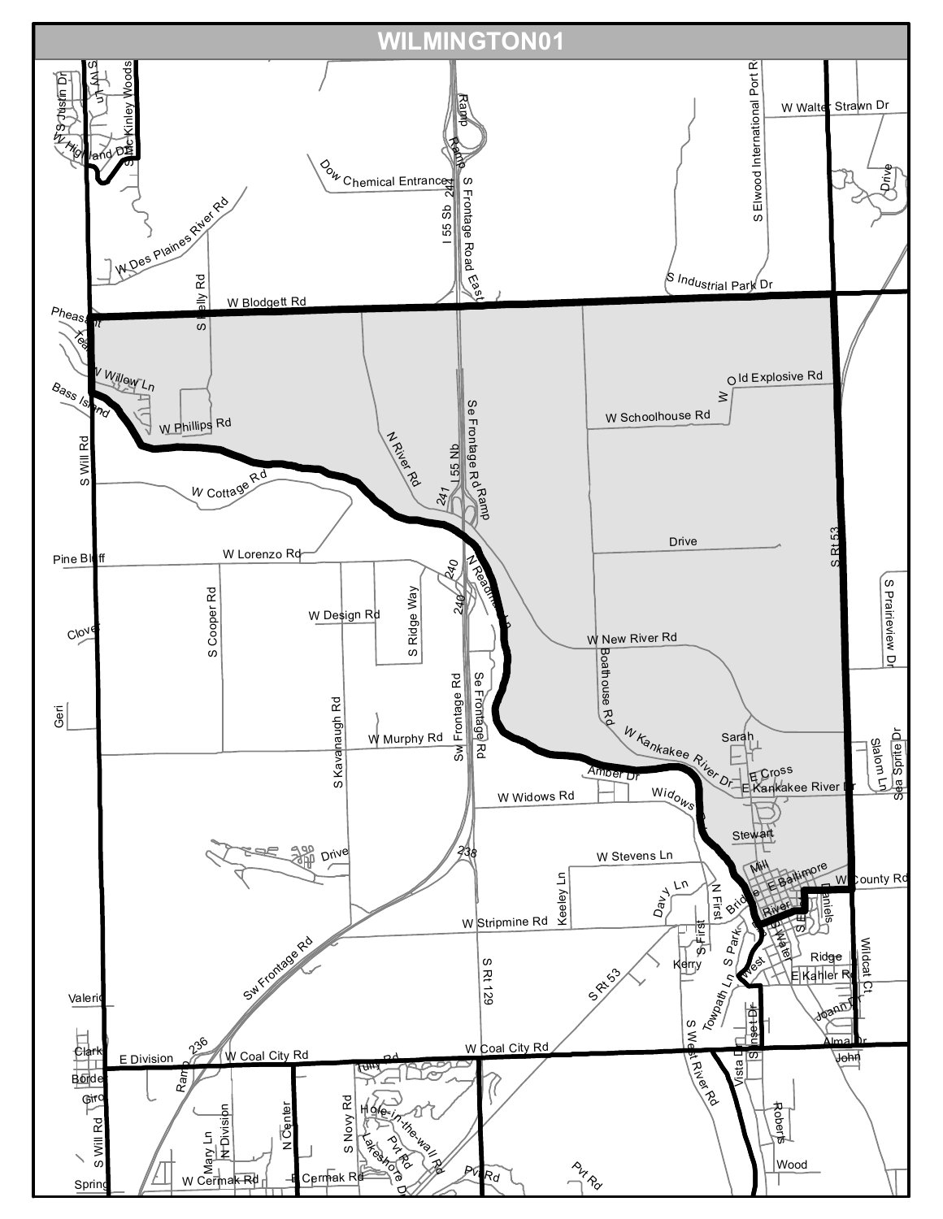# WILMINGTON01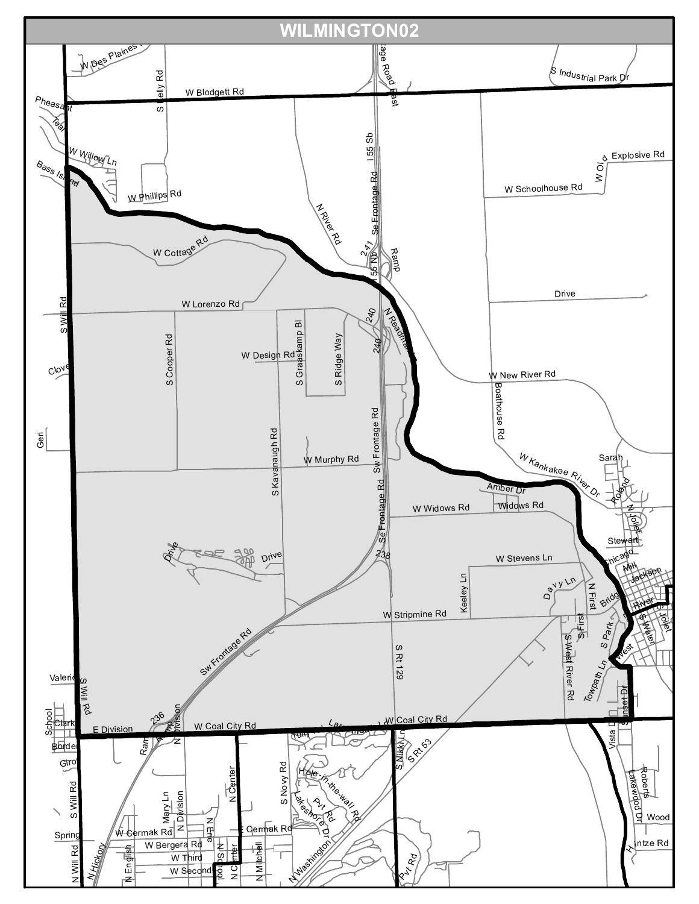# WILMINGTON02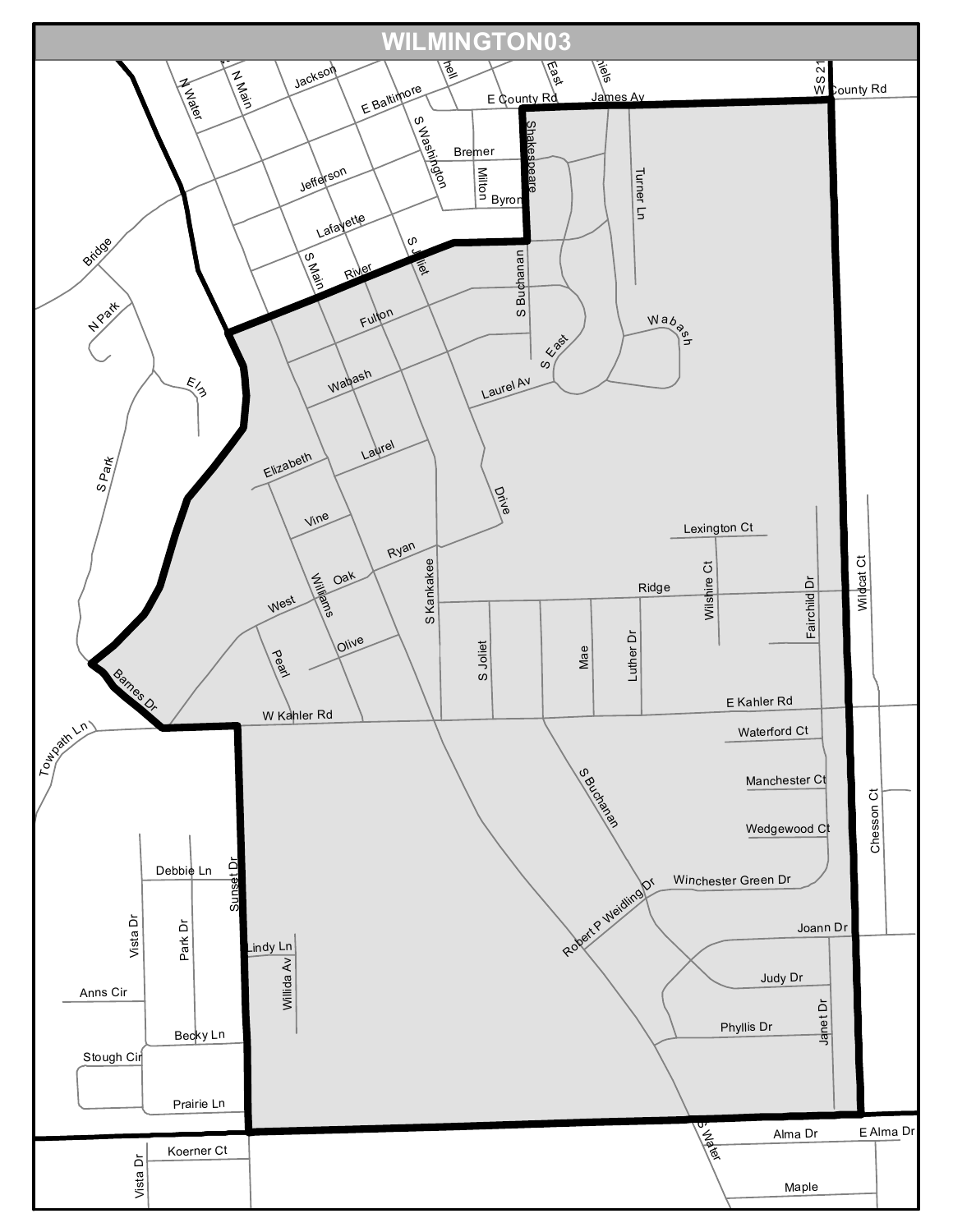# WILMINGTON03

N Water
N Main
Jackson
E Baltimore
E County Rd
James Av
East
W S 21
County Rd
S Washington
Bremer
Milton
Byron
Shakespeare
Jefferson
Turner Ln
Lafayette
Bridge
S Main
River
S Joliet
S Buchanan
N Park
Fulton
Elm
Wabash
S East
Wabash
Laurel Av
S Park
Elizabeth
Laurel
Drive
Vine
Lexington Ct
Ryan
Oak
West
Williams
Ridge
Wilshire Ct
Fairchild Dr
Wildcat Ct
S Kankakee
Olive
Pearl
S Joliet
Mae
Luther Dr
Barnes Dr
W Kahler Rd
E Kahler Rd
Towpath Ln
Waterford Ct
Manchester Ct
Chesson Ct
S Buchanan
Wedgewood Ct
Debbie Ln
Sunset Dr
Vista Dr
Park Dr
Winchester Green Dr
Robert P Weidling Dr
Joann Dr
Lindy Ln
Anns Cir
Willida Av
Judy Dr
Janet Dr
Becky Ln
Phyllis Dr
Stough Cir
Prairie Ln
S Water
Alma Dr
E Alma Dr
Koerner Ct
Vista Dr
Maple